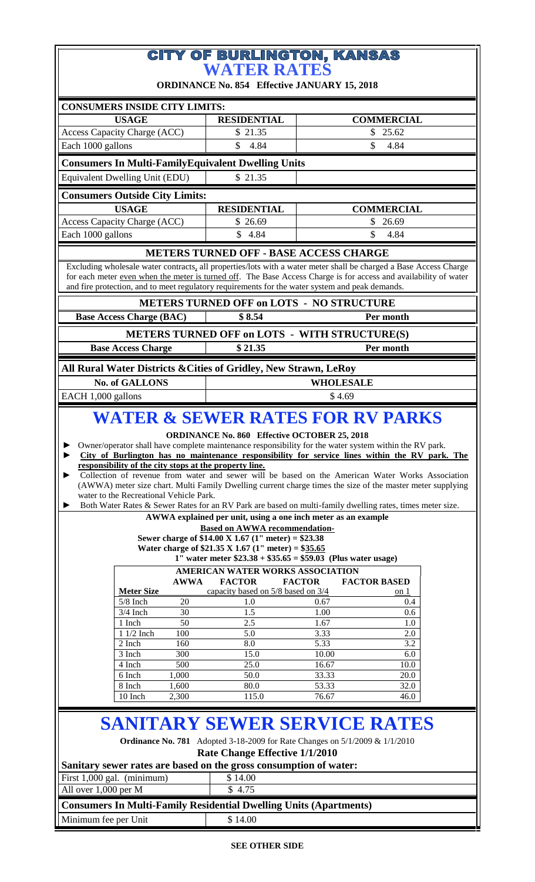# CITY OF BURLINGTON, KANSAS
# WATER RATES

**ORDINANCE No. 854 Effective JANUARY 15, 2018**

| CONSUMERS INSIDE CITY LIMITS: | | |
|---|---|---|
| **USAGE** | **RESIDENTIAL** | **COMMERCIAL** |
| Access Capacity Charge (ACC) | $ 21.35 | $ 25.62 |
| Each 1000 gallons | $ 4.84 | $ 4.84 |

| Consumers In Multi-FamilyEquivalent Dwelling Units | | |
|---|---|---|
| Equivalent Dwelling Unit (EDU) | $ 21.35 | |

| Consumers Outside City Limits: | | |
|---|---|---|
| **USAGE** | **RESIDENTIAL** | **COMMERCIAL** |
| Access Capacity Charge (ACC) | $ 26.69 | $ 26.69 |
| Each 1000 gallons | $ 4.84 | $ 4.84 |

## METERS TURNED OFF - BASE ACCESS CHARGE

Excluding wholesale water contracts, all properties/lots with a water meter shall be charged a Base Access Charge for each meter even when the meter is turned off. The Base Access Charge is for access and availability of water and fire protection, and to meet regulatory requirements for the water system and peak demands.

| METERS TURNED OFF on LOTS - NO STRUCTURE | | |
|---|---|---|
| **Base Access Charge (BAC)** | **$ 8.54** | **Per month** |

| METERS TURNED OFF on LOTS - WITH STRUCTURE(S) | | |
|---|---|---|
| **Base Access Charge** | **$ 21.35** | **Per month** |

| All Rural Water Districts &Cities of Gridley, New Strawn, LeRoy | |
|---|---|
| **No. of GALLONS** | **WHOLESALE** |
| EACH 1,000 gallons | $ 4.69 |

# WATER & SEWER RATES FOR RV PARKS

**ORDINANCE No. 860 Effective OCTOBER 25, 2018**

- Owner/operator shall have complete maintenance responsibility for the water system within the RV park.
- **City of Burlington has no maintenance responsibility for service lines within the RV park. The responsibility of the city stops at the property line.**
- Collection of revenue from water and sewer will be based on the American Water Works Association (AWWA) meter size chart. Multi Family Dwelling current charge times the size of the master meter supplying water to the Recreational Vehicle Park.
- Both Water Rates & Sewer Rates for an RV Park are based on multi-family dwelling rates, times meter size.

**AWWA explained per unit, using a one inch meter as an example**

**Based on AWWA recommendation-**

**Sewer charge of $14.00 X 1.67 (1" meter) = $23.38**

**Water charge of $21.35 X 1.67 (1" meter) = $35.65**

**1" water meter $23.38 + $35.65 = $59.03 (Plus water usage)**

| AMERICAN WATER WORKS ASSOCIATION | | | | |
|---|---|---|---|---|
| **Meter Size** | **AWWA** | **FACTOR** capacity based on 5/8 | **FACTOR** based on 3/4 | **FACTOR BASED** on 1 |
| 5/8 Inch | 20 | 1.0 | 0.67 | 0.4 |
| 3/4 Inch | 30 | 1.5 | 1.00 | 0.6 |
| 1 Inch | 50 | 2.5 | 1.67 | 1.0 |
| 1 1/2 Inch | 100 | 5.0 | 3.33 | 2.0 |
| 2 Inch | 160 | 8.0 | 5.33 | 3.2 |
| 3 Inch | 300 | 15.0 | 10.00 | 6.0 |
| 4 Inch | 500 | 25.0 | 16.67 | 10.0 |
| 6 Inch | 1,000 | 50.0 | 33.33 | 20.0 |
| 8 Inch | 1,600 | 80.0 | 53.33 | 32.0 |
| 10 Inch | 2,300 | 115.0 | 76.67 | 46.0 |

# SANITARY SEWER SERVICE RATES

**Ordinance No. 781** Adopted 3-18-2009 for Rate Changes on 5/1/2009 & 1/1/2010

**Rate Change Effective 1/1/2010**

| Sanitary sewer rates are based on the gross consumption of water: | |
|---|---|
| First 1,000 gal. (minimum) | $ 14.00 |
| All over 1,000 per M | $ 4.75 |

| Consumers In Multi-Family Residential Dwelling Units (Apartments) | |
|---|---|
| Minimum fee per Unit | $ 14.00 |

**SEE OTHER SIDE**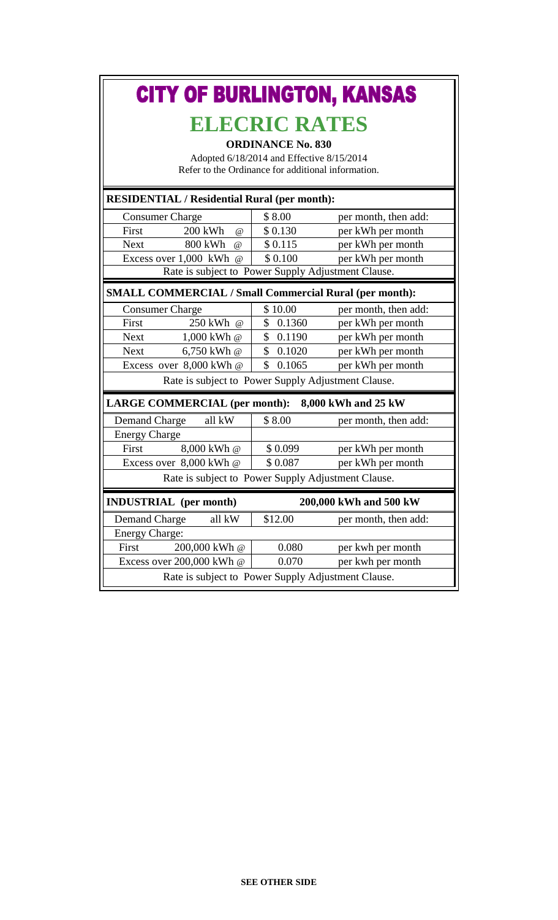# CITY OF BURLINGTON, KANSAS

## ELECTRIC RATES

**ORDINANCE No. 830**

Adopted 6/18/2014 and Effective 8/15/2014

Refer to the Ordinance for additional information.

### RESIDENTIAL / Residential Rural (per month):

| | | | |
|---|---|---|---|
| Consumer Charge | | $ 8.00 | per month, then add: |
| First | 200 kWh @ | $ 0.130 | per kWh per month |
| Next | 800 kWh @ | $ 0.115 | per kWh per month |
| Excess over 1,000 kWh @ | | $ 0.100 | per kWh per month |

Rate is subject to Power Supply Adjustment Clause.

### SMALL COMMERCIAL / Small Commercial Rural (per month):

| | | | |
|---|---|---|---|
| Consumer Charge | | $ 10.00 | per month, then add: |
| First | 250 kWh @ | $ 0.1360 | per kWh per month |
| Next | 1,000 kWh @ | $ 0.1190 | per kWh per month |
| Next | 6,750 kWh @ | $ 0.1020 | per kWh per month |
| Excess over 8,000 kWh @ | | $ 0.1065 | per kWh per month |

Rate is subject to Power Supply Adjustment Clause.

### LARGE COMMERCIAL (per month): 8,000 kWh and 25 kW

| | | | |
|---|---|---|---|
| Demand Charge | all kW | $ 8.00 | per month, then add: |
| Energy Charge | | | |
| First | 8,000 kWh @ | $ 0.099 | per kWh per month |
| Excess over 8,000 kWh @ | | $ 0.087 | per kWh per month |

Rate is subject to Power Supply Adjustment Clause.

### INDUSTRIAL (per month) 200,000 kWh and 500 kW

| | | | |
|---|---|---|---|
| Demand Charge | all kW | $12.00 | per month, then add: |
| Energy Charge: | | | |
| First | 200,000 kWh @ | 0.080 | per kwh per month |
| Excess over 200,000 kWh @ | | 0.070 | per kwh per month |

Rate is subject to Power Supply Adjustment Clause.

**SEE OTHER SIDE**